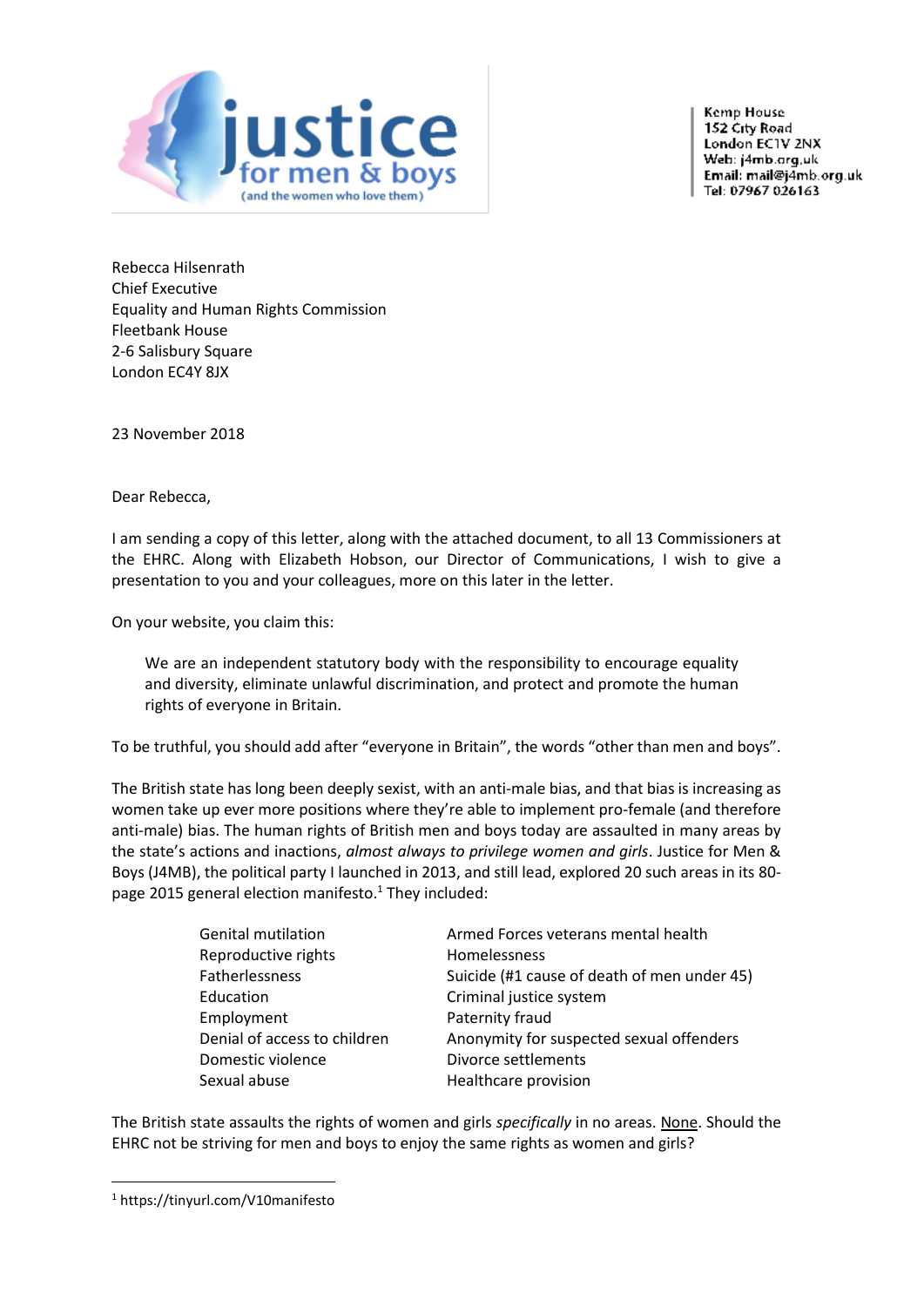justice for men & boys (and the women who love them)

Kemp House
152 City Road
London EC1V 2NX
Web: j4mb.org.uk
Email: mail@j4mb.org.uk
Tel: 07967 026163

Rebecca Hilsenrath
Chief Executive
Equality and Human Rights Commission
Fleetbank House
2-6 Salisbury Square
London EC4Y 8JX

23 November 2018

Dear Rebecca,

I am sending a copy of this letter, along with the attached document, to all 13 Commissioners at the EHRC. Along with Elizabeth Hobson, our Director of Communications, I wish to give a presentation to you and your colleagues, more on this later in the letter.

On your website, you claim this:

> We are an independent statutory body with the responsibility to encourage equality and diversity, eliminate unlawful discrimination, and protect and promote the human rights of everyone in Britain.

To be truthful, you should add after "everyone in Britain", the words "other than men and boys".

The British state has long been deeply sexist, with an anti-male bias, and that bias is increasing as women take up ever more positions where they're able to implement pro-female (and therefore anti-male) bias. The human rights of British men and boys today are assaulted in many areas by the state's actions and inactions, *almost always to privilege women and girls*. Justice for Men & Boys (J4MB), the political party I launched in 2013, and still lead, explored 20 such areas in its 80-page 2015 general election manifesto.[1] They included:

- Genital mutilation
- Reproductive rights
- Fatherlessness
- Education
- Employment
- Denial of access to children
- Domestic violence
- Sexual abuse
- Armed Forces veterans mental health
- Homelessness
- Suicide (#1 cause of death of men under 45)
- Criminal justice system
- Paternity fraud
- Anonymity for suspected sexual offenders
- Divorce settlements
- Healthcare provision

The British state assaults the rights of women and girls *specifically* in no areas. <u>None</u>. Should the EHRC not be striving for men and boys to enjoy the same rights as women and girls?

[1] https://tinyurl.com/V10manifesto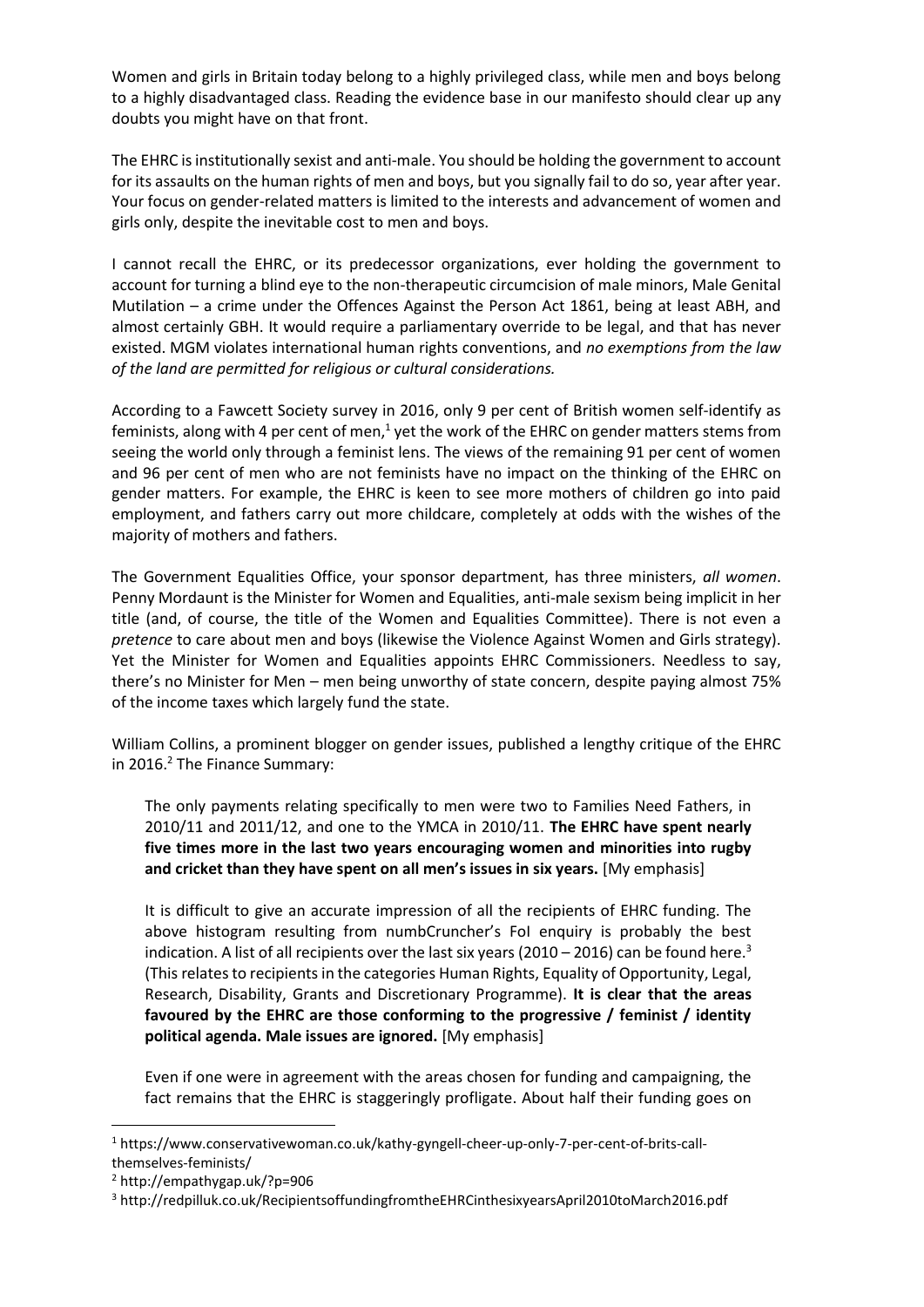Women and girls in Britain today belong to a highly privileged class, while men and boys belong to a highly disadvantaged class. Reading the evidence base in our manifesto should clear up any doubts you might have on that front.

The EHRC is institutionally sexist and anti-male. You should be holding the government to account for its assaults on the human rights of men and boys, but you signally fail to do so, year after year. Your focus on gender-related matters is limited to the interests and advancement of women and girls only, despite the inevitable cost to men and boys.

I cannot recall the EHRC, or its predecessor organizations, ever holding the government to account for turning a blind eye to the non-therapeutic circumcision of male minors, Male Genital Mutilation – a crime under the Offences Against the Person Act 1861, being at least ABH, and almost certainly GBH. It would require a parliamentary override to be legal, and that has never existed. MGM violates international human rights conventions, and *no exemptions from the law of the land are permitted for religious or cultural considerations.*

According to a Fawcett Society survey in 2016, only 9 per cent of British women self-identify as feminists, along with 4 per cent of men,[1] yet the work of the EHRC on gender matters stems from seeing the world only through a feminist lens. The views of the remaining 91 per cent of women and 96 per cent of men who are not feminists have no impact on the thinking of the EHRC on gender matters. For example, the EHRC is keen to see more mothers of children go into paid employment, and fathers carry out more childcare, completely at odds with the wishes of the majority of mothers and fathers.

The Government Equalities Office, your sponsor department, has three ministers, *all women*. Penny Mordaunt is the Minister for Women and Equalities, anti-male sexism being implicit in her title (and, of course, the title of the Women and Equalities Committee). There is not even a *pretence* to care about men and boys (likewise the Violence Against Women and Girls strategy). Yet the Minister for Women and Equalities appoints EHRC Commissioners. Needless to say, there's no Minister for Men – men being unworthy of state concern, despite paying almost 75% of the income taxes which largely fund the state.

William Collins, a prominent blogger on gender issues, published a lengthy critique of the EHRC in 2016.[2] The Finance Summary:

> The only payments relating specifically to men were two to Families Need Fathers, in 2010/11 and 2011/12, and one to the YMCA in 2010/11. **The EHRC have spent nearly five times more in the last two years encouraging women and minorities into rugby and cricket than they have spent on all men's issues in six years.** [My emphasis]
>
> It is difficult to give an accurate impression of all the recipients of EHRC funding. The above histogram resulting from numbCruncher's FoI enquiry is probably the best indication. A list of all recipients over the last six years (2010 – 2016) can be found here.[3] (This relates to recipients in the categories Human Rights, Equality of Opportunity, Legal, Research, Disability, Grants and Discretionary Programme). **It is clear that the areas favoured by the EHRC are those conforming to the progressive / feminist / identity political agenda. Male issues are ignored.** [My emphasis]
>
> Even if one were in agreement with the areas chosen for funding and campaigning, the fact remains that the EHRC is staggeringly profligate. About half their funding goes on

---

[1] https://www.conservativewoman.co.uk/kathy-gyngell-cheer-up-only-7-per-cent-of-brits-call-themselves-feminists/

[2] http://empathygap.uk/?p=906

[3] http://redpilluk.co.uk/RecipientsoffundingfromtheEHRCinthesixyearsApril2010toMarch2016.pdf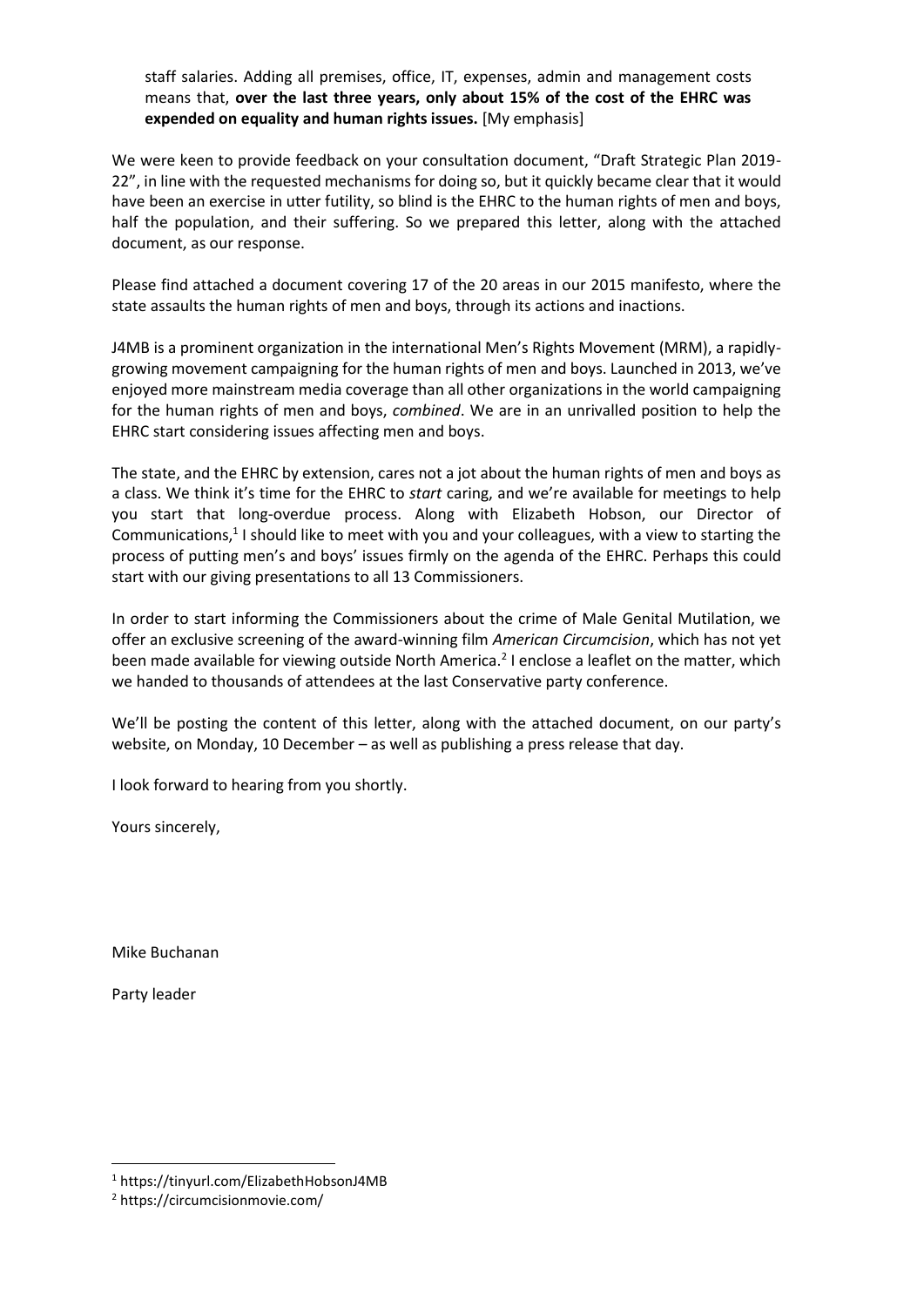> staff salaries. Adding all premises, office, IT, expenses, admin and management costs means that, **over the last three years, only about 15% of the cost of the EHRC was expended on equality and human rights issues.** [My emphasis]

We were keen to provide feedback on your consultation document, "Draft Strategic Plan 2019-22", in line with the requested mechanisms for doing so, but it quickly became clear that it would have been an exercise in utter futility, so blind is the EHRC to the human rights of men and boys, half the population, and their suffering. So we prepared this letter, along with the attached document, as our response.

Please find attached a document covering 17 of the 20 areas in our 2015 manifesto, where the state assaults the human rights of men and boys, through its actions and inactions.

J4MB is a prominent organization in the international Men's Rights Movement (MRM), a rapidly-growing movement campaigning for the human rights of men and boys. Launched in 2013, we've enjoyed more mainstream media coverage than all other organizations in the world campaigning for the human rights of men and boys, *combined*. We are in an unrivalled position to help the EHRC start considering issues affecting men and boys.

The state, and the EHRC by extension, cares not a jot about the human rights of men and boys as a class. We think it's time for the EHRC to *start* caring, and we're available for meetings to help you start that long-overdue process. Along with Elizabeth Hobson, our Director of Communications,[1] I should like to meet with you and your colleagues, with a view to starting the process of putting men's and boys' issues firmly on the agenda of the EHRC. Perhaps this could start with our giving presentations to all 13 Commissioners.

In order to start informing the Commissioners about the crime of Male Genital Mutilation, we offer an exclusive screening of the award-winning film *American Circumcision*, which has not yet been made available for viewing outside North America.[2] I enclose a leaflet on the matter, which we handed to thousands of attendees at the last Conservative party conference.

We'll be posting the content of this letter, along with the attached document, on our party's website, on Monday, 10 December – as well as publishing a press release that day.

I look forward to hearing from you shortly.

Yours sincerely,

Mike Buchanan

Party leader

---

[1] https://tinyurl.com/ElizabethHobsonJ4MB

[2] https://circumcisionmovie.com/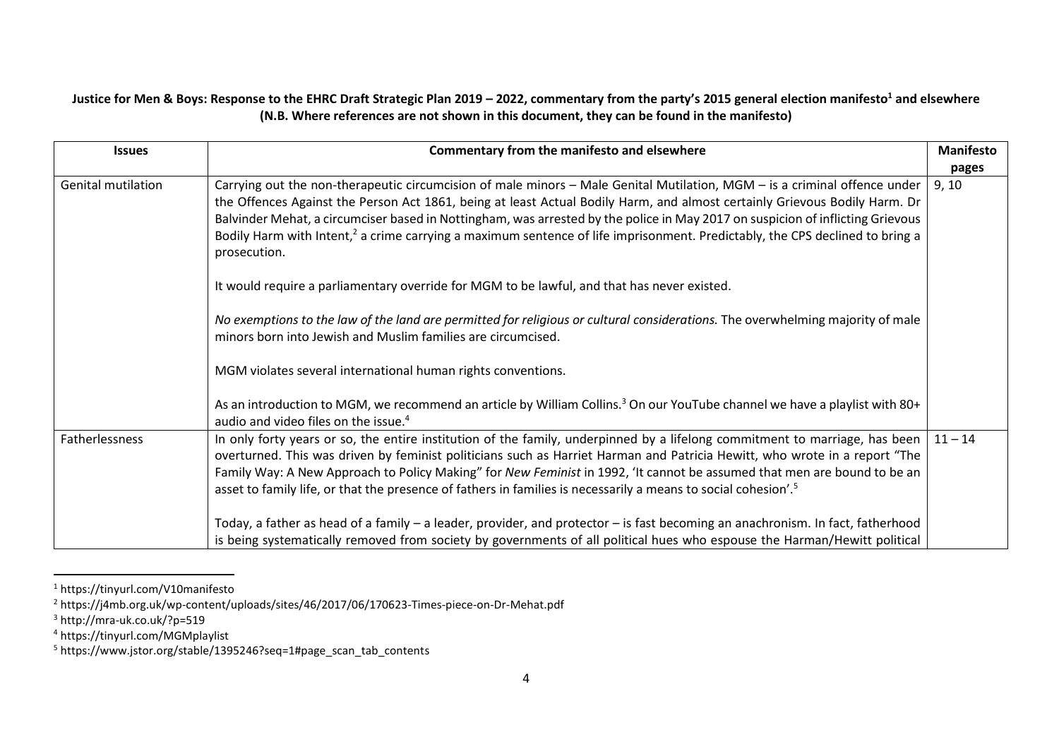**Justice for Men & Boys: Response to the EHRC Draft Strategic Plan 2019 – 2022, commentary from the party's 2015 general election manifesto[1] and elsewhere (N.B. Where references are not shown in this document, they can be found in the manifesto)**

| Issues | Commentary from the manifesto and elsewhere | Manifesto pages |
|---|---|---|
| Genital mutilation | Carrying out the non-therapeutic circumcision of male minors – Male Genital Mutilation, MGM – is a criminal offence under the Offences Against the Person Act 1861, being at least Actual Bodily Harm, and almost certainly Grievous Bodily Harm. Dr Balvinder Mehat, a circumciser based in Nottingham, was arrested by the police in May 2017 on suspicion of inflicting Grievous Bodily Harm with Intent,[2] a crime carrying a maximum sentence of life imprisonment. Predictably, the CPS declined to bring a prosecution.<br><br>It would require a parliamentary override for MGM to be lawful, and that has never existed.<br><br>*No exemptions to the law of the land are permitted for religious or cultural considerations.* The overwhelming majority of male minors born into Jewish and Muslim families are circumcised.<br><br>MGM violates several international human rights conventions.<br><br>As an introduction to MGM, we recommend an article by William Collins.[3] On our YouTube channel we have a playlist with 80+ audio and video files on the issue.[4] | 9, 10 |
| Fatherlessness | In only forty years or so, the entire institution of the family, underpinned by a lifelong commitment to marriage, has been overturned. This was driven by feminist politicians such as Harriet Harman and Patricia Hewitt, who wrote in a report "The Family Way: A New Approach to Policy Making" for *New Feminist* in 1992, 'It cannot be assumed that men are bound to be an asset to family life, or that the presence of fathers in families is necessarily a means to social cohesion'.[5]<br><br>Today, a father as head of a family – a leader, provider, and protector – is fast becoming an anachronism. In fact, fatherhood is being systematically removed from society by governments of all political hues who espouse the Harman/Hewitt political | 11 – 14 |

[1] https://tinyurl.com/V10manifesto

[2] https://j4mb.org.uk/wp-content/uploads/sites/46/2017/06/170623-Times-piece-on-Dr-Mehat.pdf

[3] http://mra-uk.co.uk/?p=519

[4] https://tinyurl.com/MGMplaylist

[5] https://www.jstor.org/stable/1395246?seq=1#page_scan_tab_contents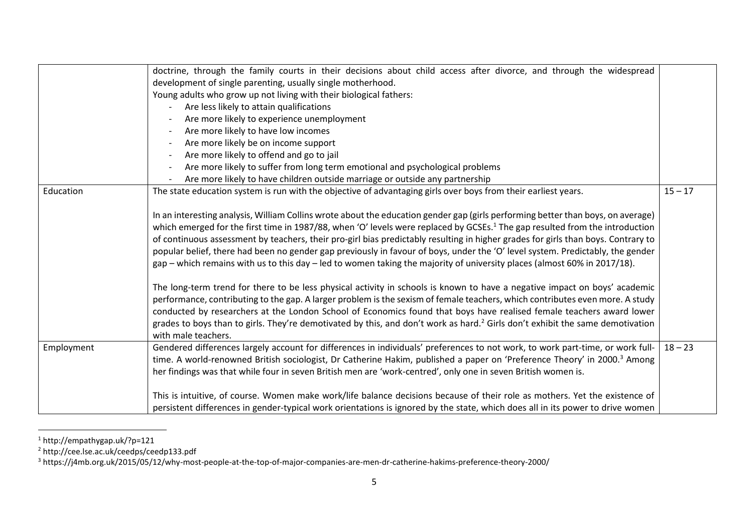| | | |
|---|---|---|
| | doctrine, through the family courts in their decisions about child access after divorce, and through the widespread development of single parenting, usually single motherhood.<br>Young adults who grow up not living with their biological fathers:<br>- Are less likely to attain qualifications<br>- Are more likely to experience unemployment<br>- Are more likely to have low incomes<br>- Are more likely be on income support<br>- Are more likely to offend and go to jail<br>- Are more likely to suffer from long term emotional and psychological problems<br>- Are more likely to have children outside marriage or outside any partnership | |
| Education | The state education system is run with the objective of advantaging girls over boys from their earliest years.<br><br>In an interesting analysis, William Collins wrote about the education gender gap (girls performing better than boys, on average) which emerged for the first time in 1987/88, when 'O' levels were replaced by GCSEs.[1] The gap resulted from the introduction of continuous assessment by teachers, their pro-girl bias predictably resulting in higher grades for girls than boys. Contrary to popular belief, there had been no gender gap previously in favour of boys, under the 'O' level system. Predictably, the gender gap – which remains with us to this day – led to women taking the majority of university places (almost 60% in 2017/18).<br><br>The long-term trend for there to be less physical activity in schools is known to have a negative impact on boys' academic performance, contributing to the gap. A larger problem is the sexism of female teachers, which contributes even more. A study conducted by researchers at the London School of Economics found that boys have realised female teachers award lower grades to boys than to girls. They're demotivated by this, and don't work as hard.[2] Girls don't exhibit the same demotivation with male teachers. | 15 – 17 |
| Employment | Gendered differences largely account for differences in individuals' preferences to not work, to work part-time, or work full-time. A world-renowned British sociologist, Dr Catherine Hakim, published a paper on 'Preference Theory' in 2000.[3] Among her findings was that while four in seven British men are 'work-centred', only one in seven British women is.<br><br>This is intuitive, of course. Women make work/life balance decisions because of their role as mothers. Yet the existence of persistent differences in gender-typical work orientations is ignored by the state, which does all in its power to drive women | 18 – 23 |

[1] http://empathygap.uk/?p=121

[2] http://cee.lse.ac.uk/ceedps/ceedp133.pdf

[3] https://j4mb.org.uk/2015/05/12/why-most-people-at-the-top-of-major-companies-are-men-dr-catherine-hakims-preference-theory-2000/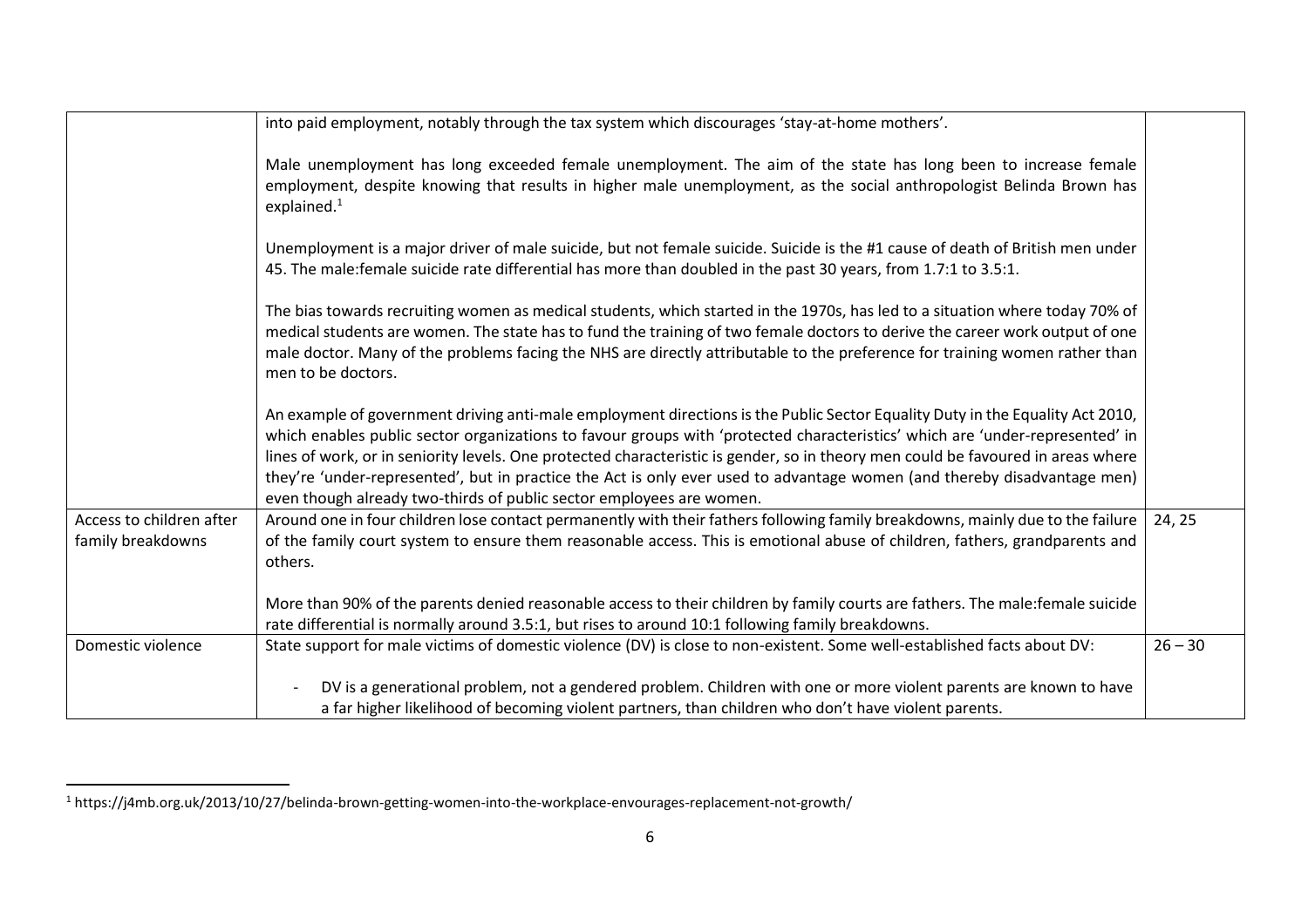| | | |
|---|---|---|
| | into paid employment, notably through the tax system which discourages 'stay-at-home mothers'.<br><br>Male unemployment has long exceeded female unemployment. The aim of the state has long been to increase female employment, despite knowing that results in higher male unemployment, as the social anthropologist Belinda Brown has explained.[1]<br><br>Unemployment is a major driver of male suicide, but not female suicide. Suicide is the #1 cause of death of British men under 45. The male:female suicide rate differential has more than doubled in the past 30 years, from 1.7:1 to 3.5:1.<br><br>The bias towards recruiting women as medical students, which started in the 1970s, has led to a situation where today 70% of medical students are women. The state has to fund the training of two female doctors to derive the career work output of one male doctor. Many of the problems facing the NHS are directly attributable to the preference for training women rather than men to be doctors.<br><br>An example of government driving anti-male employment directions is the Public Sector Equality Duty in the Equality Act 2010, which enables public sector organizations to favour groups with 'protected characteristics' which are 'under-represented' in lines of work, or in seniority levels. One protected characteristic is gender, so in theory men could be favoured in areas where they're 'under-represented', but in practice the Act is only ever used to advantage women (and thereby disadvantage men) even though already two-thirds of public sector employees are women. | |
| Access to children after family breakdowns | Around one in four children lose contact permanently with their fathers following family breakdowns, mainly due to the failure of the family court system to ensure them reasonable access. This is emotional abuse of children, fathers, grandparents and others.<br><br>More than 90% of the parents denied reasonable access to their children by family courts are fathers. The male:female suicide rate differential is normally around 3.5:1, but rises to around 10:1 following family breakdowns. | 24, 25 |
| Domestic violence | State support for male victims of domestic violence (DV) is close to non-existent. Some well-established facts about DV:<br><br>- DV is a generational problem, not a gendered problem. Children with one or more violent parents are known to have a far higher likelihood of becoming violent partners, than children who don't have violent parents. | 26 – 30 |

[1] https://j4mb.org.uk/2013/10/27/belinda-brown-getting-women-into-the-workplace-envourages-replacement-not-growth/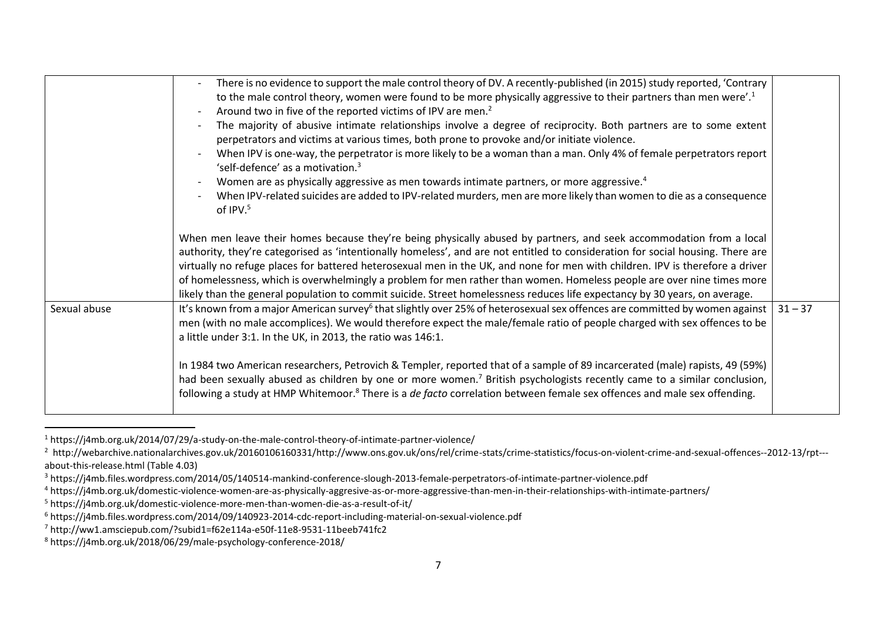| | | |
|---|---|---|
| | - There is no evidence to support the male control theory of DV. A recently-published (in 2015) study reported, 'Contrary to the male control theory, women were found to be more physically aggressive to their partners than men were'.[1]<br>- Around two in five of the reported victims of IPV are men.[2]<br>- The majority of abusive intimate relationships involve a degree of reciprocity. Both partners are to some extent perpetrators and victims at various times, both prone to provoke and/or initiate violence.<br>- When IPV is one-way, the perpetrator is more likely to be a woman than a man. Only 4% of female perpetrators report 'self-defence' as a motivation.[3]<br>- Women are as physically aggressive as men towards intimate partners, or more aggressive.[4]<br>- When IPV-related suicides are added to IPV-related murders, men are more likely than women to die as a consequence of IPV.[5]<br><br>When men leave their homes because they're being physically abused by partners, and seek accommodation from a local authority, they're categorised as 'intentionally homeless', and are not entitled to consideration for social housing. There are virtually no refuge places for battered heterosexual men in the UK, and none for men with children. IPV is therefore a driver of homelessness, which is overwhelmingly a problem for men rather than women. Homeless people are over nine times more likely than the general population to commit suicide. Street homelessness reduces life expectancy by 30 years, on average. | |
| Sexual abuse | It's known from a major American survey[6] that slightly over 25% of heterosexual sex offences are committed by women against men (with no male accomplices). We would therefore expect the male/female ratio of people charged with sex offences to be a little under 3:1. In the UK, in 2013, the ratio was 146:1.<br><br>In 1984 two American researchers, Petrovich & Templer, reported that of a sample of 89 incarcerated (male) rapists, 49 (59%) had been sexually abused as children by one or more women.[7] British psychologists recently came to a similar conclusion, following a study at HMP Whitemoor.[8] There is a *de facto* correlation between female sex offences and male sex offending. | 31 – 37 |

[1] https://j4mb.org.uk/2014/07/29/a-study-on-the-male-control-theory-of-intimate-partner-violence/

[2] http://webarchive.nationalarchives.gov.uk/20160106160331/http://www.ons.gov.uk/ons/rel/crime-stats/crime-statistics/focus-on-violent-crime-and-sexual-offences--2012-13/rpt---about-this-release.html (Table 4.03)

[3] https://j4mb.files.wordpress.com/2014/05/140514-mankind-conference-slough-2013-female-perpetrators-of-intimate-partner-violence.pdf

[4] https://j4mb.org.uk/domestic-violence-women-are-as-physically-aggresive-as-or-more-aggressive-than-men-in-their-relationships-with-intimate-partners/

[5] https://j4mb.org.uk/domestic-violence-more-men-than-women-die-as-a-result-of-it/

[6] https://j4mb.files.wordpress.com/2014/09/140923-2014-cdc-report-including-material-on-sexual-violence.pdf

[7] http://ww1.amsciepub.com/?subid1=f62e114a-e50f-11e8-9531-11beeb741fc2

[8] https://j4mb.org.uk/2018/06/29/male-psychology-conference-2018/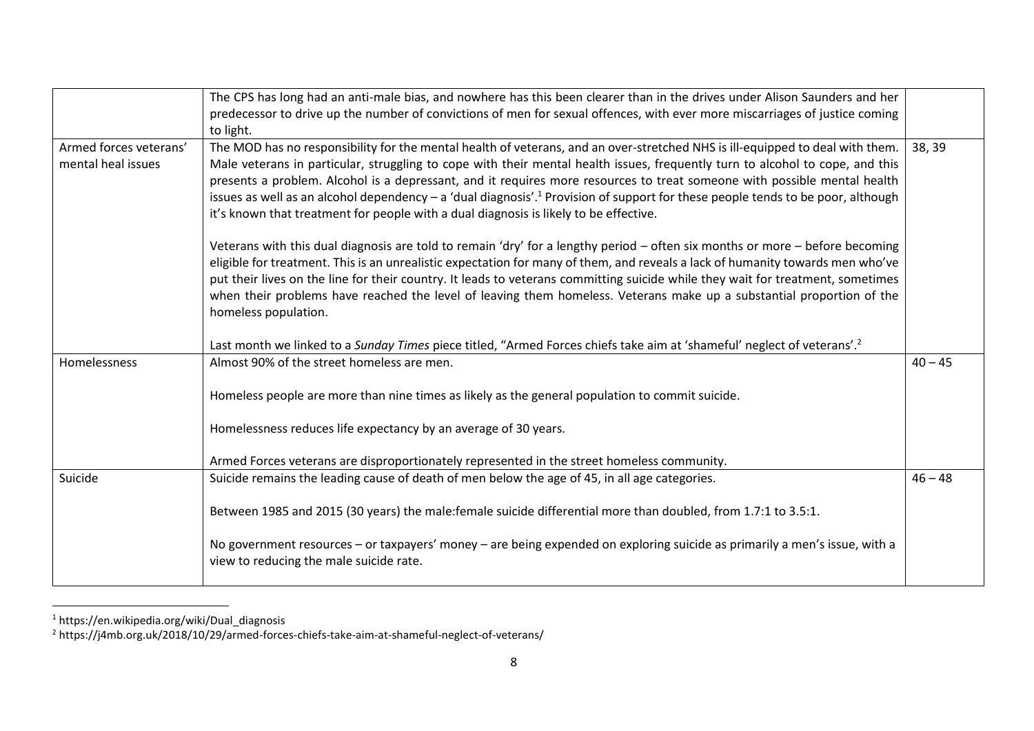| | | |
|---|---|---|
| | The CPS has long had an anti-male bias, and nowhere has this been clearer than in the drives under Alison Saunders and her predecessor to drive up the number of convictions of men for sexual offences, with ever more miscarriages of justice coming to light. | |
| Armed forces veterans' mental heal issues | The MOD has no responsibility for the mental health of veterans, and an over-stretched NHS is ill-equipped to deal with them. Male veterans in particular, struggling to cope with their mental health issues, frequently turn to alcohol to cope, and this presents a problem. Alcohol is a depressant, and it requires more resources to treat someone with possible mental health issues as well as an alcohol dependency – a 'dual diagnosis'.[1] Provision of support for these people tends to be poor, although it's known that treatment for people with a dual diagnosis is likely to be effective.<br><br>Veterans with this dual diagnosis are told to remain 'dry' for a lengthy period – often six months or more – before becoming eligible for treatment. This is an unrealistic expectation for many of them, and reveals a lack of humanity towards men who've put their lives on the line for their country. It leads to veterans committing suicide while they wait for treatment, sometimes when their problems have reached the level of leaving them homeless. Veterans make up a substantial proportion of the homeless population.<br><br>Last month we linked to a *Sunday Times* piece titled, "Armed Forces chiefs take aim at 'shameful' neglect of veterans'.[2] | 38, 39 |
| Homelessness | Almost 90% of the street homeless are men.<br><br>Homeless people are more than nine times as likely as the general population to commit suicide.<br><br>Homelessness reduces life expectancy by an average of 30 years.<br><br>Armed Forces veterans are disproportionately represented in the street homeless community. | 40 – 45 |
| Suicide | Suicide remains the leading cause of death of men below the age of 45, in all age categories.<br><br>Between 1985 and 2015 (30 years) the male:female suicide differential more than doubled, from 1.7:1 to 3.5:1.<br><br>No government resources – or taxpayers' money – are being expended on exploring suicide as primarily a men's issue, with a view to reducing the male suicide rate. | 46 – 48 |

[1] https://en.wikipedia.org/wiki/Dual_diagnosis

[2] https://j4mb.org.uk/2018/10/29/armed-forces-chiefs-take-aim-at-shameful-neglect-of-veterans/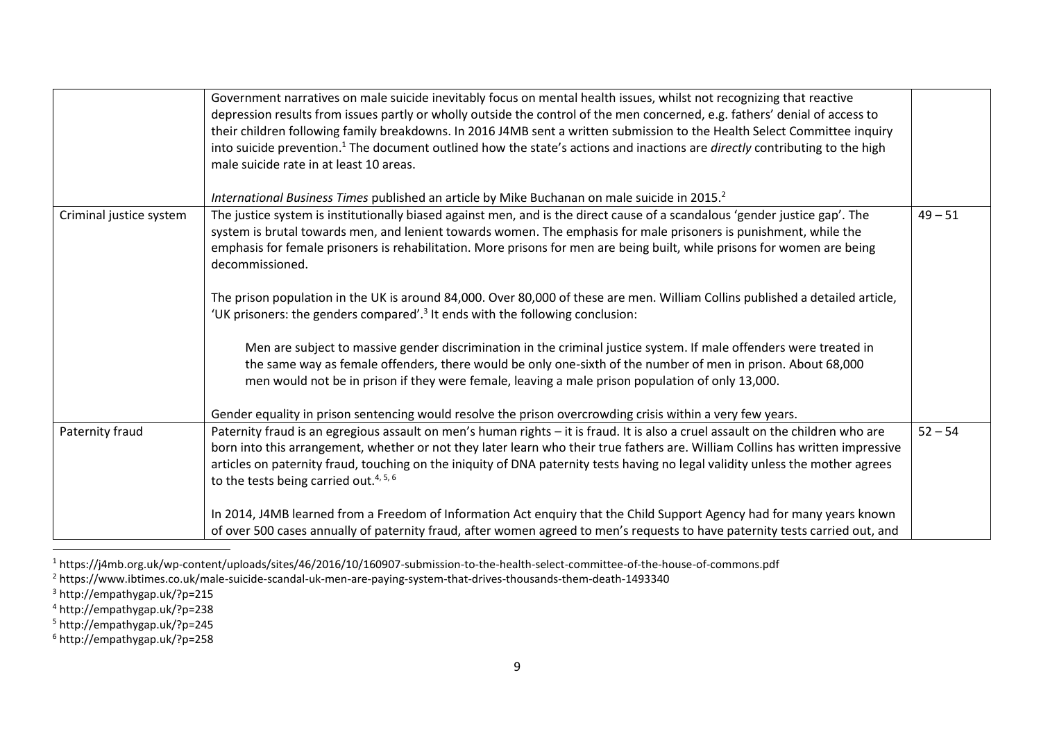| | | |
|---|---|---|
| | Government narratives on male suicide inevitably focus on mental health issues, whilst not recognizing that reactive depression results from issues partly or wholly outside the control of the men concerned, e.g. fathers' denial of access to their children following family breakdowns. In 2016 J4MB sent a written submission to the Health Select Committee inquiry into suicide prevention.[1] The document outlined how the state's actions and inactions are *directly* contributing to the high male suicide rate in at least 10 areas.<br><br>*International Business Times* published an article by Mike Buchanan on male suicide in 2015.[2] | |
| Criminal justice system | The justice system is institutionally biased against men, and is the direct cause of a scandalous 'gender justice gap'. The system is brutal towards men, and lenient towards women. The emphasis for male prisoners is punishment, while the emphasis for female prisoners is rehabilitation. More prisons for men are being built, while prisons for women are being decommissioned.<br><br>The prison population in the UK is around 84,000. Over 80,000 of these are men. William Collins published a detailed article, 'UK prisoners: the genders compared'.[3] It ends with the following conclusion:<br><br>> Men are subject to massive gender discrimination in the criminal justice system. If male offenders were treated in the same way as female offenders, there would be only one-sixth of the number of men in prison. About 68,000 men would not be in prison if they were female, leaving a male prison population of only 13,000.<br><br>Gender equality in prison sentencing would resolve the prison overcrowding crisis within a very few years. | 49 – 51 |
| Paternity fraud | Paternity fraud is an egregious assault on men's human rights – it is fraud. It is also a cruel assault on the children who are born into this arrangement, whether or not they later learn who their true fathers are. William Collins has written impressive articles on paternity fraud, touching on the iniquity of DNA paternity tests having no legal validity unless the mother agrees to the tests being carried out.[4, 5, 6]<br><br>In 2014, J4MB learned from a Freedom of Information Act enquiry that the Child Support Agency had for many years known of over 500 cases annually of paternity fraud, after women agreed to men's requests to have paternity tests carried out, and | 52 – 54 |

[1] https://j4mb.org.uk/wp-content/uploads/sites/46/2016/10/160907-submission-to-the-health-select-committee-of-the-house-of-commons.pdf

[2] https://www.ibtimes.co.uk/male-suicide-scandal-uk-men-are-paying-system-that-drives-thousands-them-death-1493340

[3] http://empathygap.uk/?p=215

[4] http://empathygap.uk/?p=238

[5] http://empathygap.uk/?p=245

[6] http://empathygap.uk/?p=258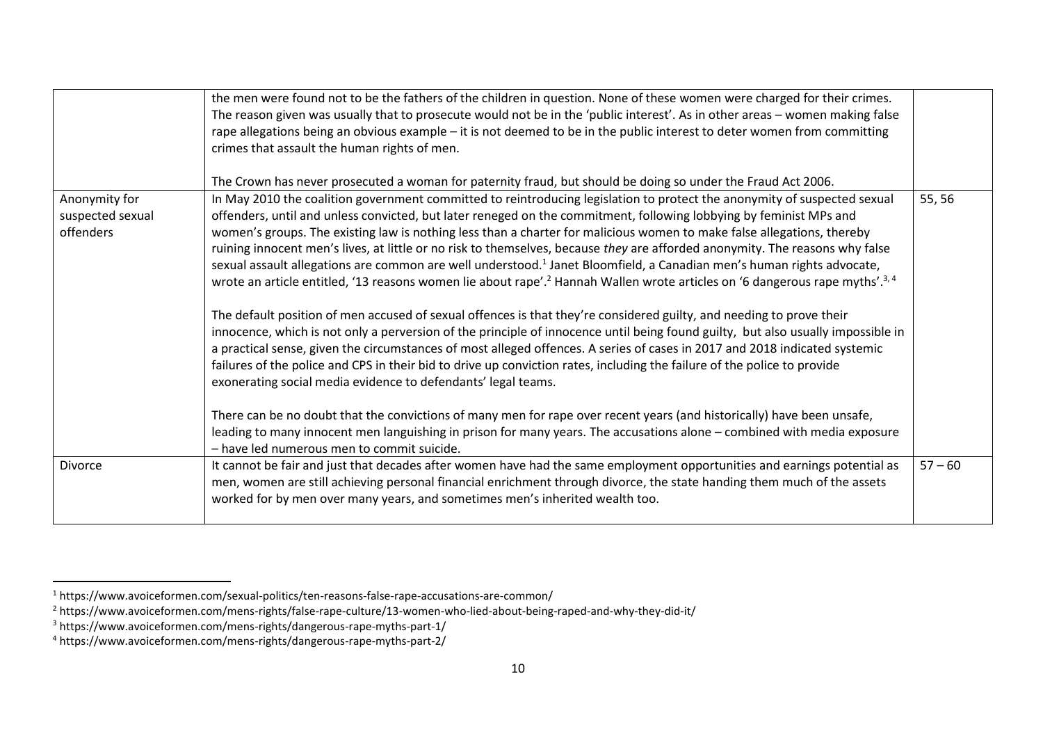| | | |
|---|---|---|
| | the men were found not to be the fathers of the children in question. None of these women were charged for their crimes. The reason given was usually that to prosecute would not be in the 'public interest'. As in other areas – women making false rape allegations being an obvious example – it is not deemed to be in the public interest to deter women from committing crimes that assault the human rights of men.<br><br>The Crown has never prosecuted a woman for paternity fraud, but should be doing so under the Fraud Act 2006. | |
| Anonymity for suspected sexual offenders | In May 2010 the coalition government committed to reintroducing legislation to protect the anonymity of suspected sexual offenders, until and unless convicted, but later reneged on the commitment, following lobbying by feminist MPs and women's groups. The existing law is nothing less than a charter for malicious women to make false allegations, thereby ruining innocent men's lives, at little or no risk to themselves, because *they* are afforded anonymity. The reasons why false sexual assault allegations are common are well understood.[1] Janet Bloomfield, a Canadian men's human rights advocate, wrote an article entitled, '13 reasons women lie about rape'.[2] Hannah Wallen wrote articles on '6 dangerous rape myths'.[3, 4]<br><br>The default position of men accused of sexual offences is that they're considered guilty, and needing to prove their innocence, which is not only a perversion of the principle of innocence until being found guilty, but also usually impossible in a practical sense, given the circumstances of most alleged offences. A series of cases in 2017 and 2018 indicated systemic failures of the police and CPS in their bid to drive up conviction rates, including the failure of the police to provide exonerating social media evidence to defendants' legal teams.<br><br>There can be no doubt that the convictions of many men for rape over recent years (and historically) have been unsafe, leading to many innocent men languishing in prison for many years. The accusations alone – combined with media exposure – have led numerous men to commit suicide. | 55, 56 |
| Divorce | It cannot be fair and just that decades after women have had the same employment opportunities and earnings potential as men, women are still achieving personal financial enrichment through divorce, the state handing them much of the assets worked for by men over many years, and sometimes men's inherited wealth too. | 57 – 60 |

[1] https://www.avoiceformen.com/sexual-politics/ten-reasons-false-rape-accusations-are-common/

[2] https://www.avoiceformen.com/mens-rights/false-rape-culture/13-women-who-lied-about-being-raped-and-why-they-did-it/

[3] https://www.avoiceformen.com/mens-rights/dangerous-rape-myths-part-1/

[4] https://www.avoiceformen.com/mens-rights/dangerous-rape-myths-part-2/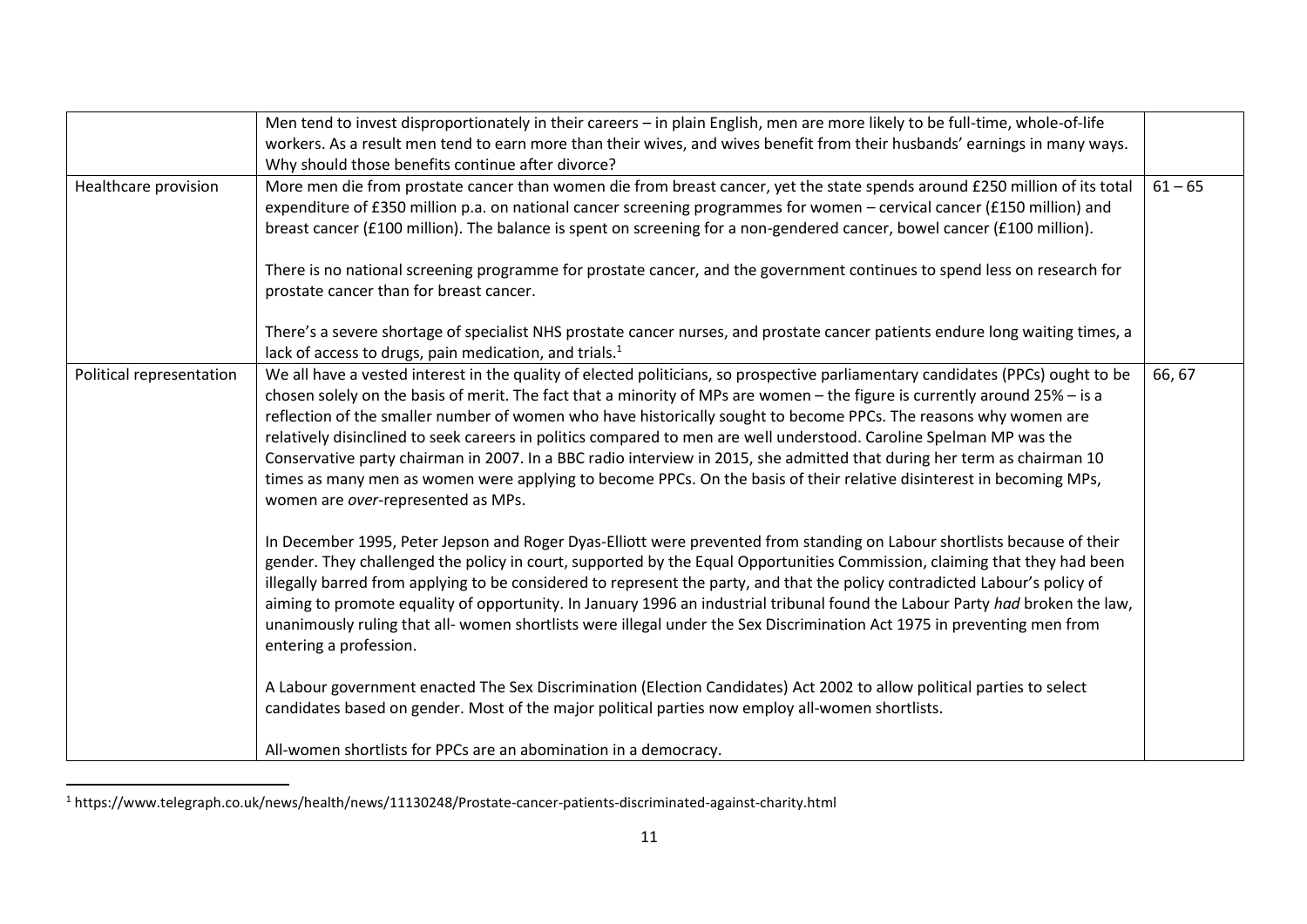| | | |
|---|---|---|
| | Men tend to invest disproportionately in their careers – in plain English, men are more likely to be full-time, whole-of-life workers. As a result men tend to earn more than their wives, and wives benefit from their husbands' earnings in many ways. Why should those benefits continue after divorce? | |
| Healthcare provision | More men die from prostate cancer than women die from breast cancer, yet the state spends around £250 million of its total expenditure of £350 million p.a. on national cancer screening programmes for women – cervical cancer (£150 million) and breast cancer (£100 million). The balance is spent on screening for a non-gendered cancer, bowel cancer (£100 million).<br><br>There is no national screening programme for prostate cancer, and the government continues to spend less on research for prostate cancer than for breast cancer.<br><br>There's a severe shortage of specialist NHS prostate cancer nurses, and prostate cancer patients endure long waiting times, a lack of access to drugs, pain medication, and trials.[1] | 61 – 65 |
| Political representation | We all have a vested interest in the quality of elected politicians, so prospective parliamentary candidates (PPCs) ought to be chosen solely on the basis of merit. The fact that a minority of MPs are women – the figure is currently around 25% – is a reflection of the smaller number of women who have historically sought to become PPCs. The reasons why women are relatively disinclined to seek careers in politics compared to men are well understood. Caroline Spelman MP was the Conservative party chairman in 2007. In a BBC radio interview in 2015, she admitted that during her term as chairman 10 times as many men as women were applying to become PPCs. On the basis of their relative disinterest in becoming MPs, women are *over*-represented as MPs.<br><br>In December 1995, Peter Jepson and Roger Dyas-Elliott were prevented from standing on Labour shortlists because of their gender. They challenged the policy in court, supported by the Equal Opportunities Commission, claiming that they had been illegally barred from applying to be considered to represent the party, and that the policy contradicted Labour's policy of aiming to promote equality of opportunity. In January 1996 an industrial tribunal found the Labour Party *had* broken the law, unanimously ruling that all- women shortlists were illegal under the Sex Discrimination Act 1975 in preventing men from entering a profession.<br><br>A Labour government enacted The Sex Discrimination (Election Candidates) Act 2002 to allow political parties to select candidates based on gender. Most of the major political parties now employ all-women shortlists.<br><br>All-women shortlists for PPCs are an abomination in a democracy. | 66, 67 |

[1] https://www.telegraph.co.uk/news/health/news/11130248/Prostate-cancer-patients-discriminated-against-charity.html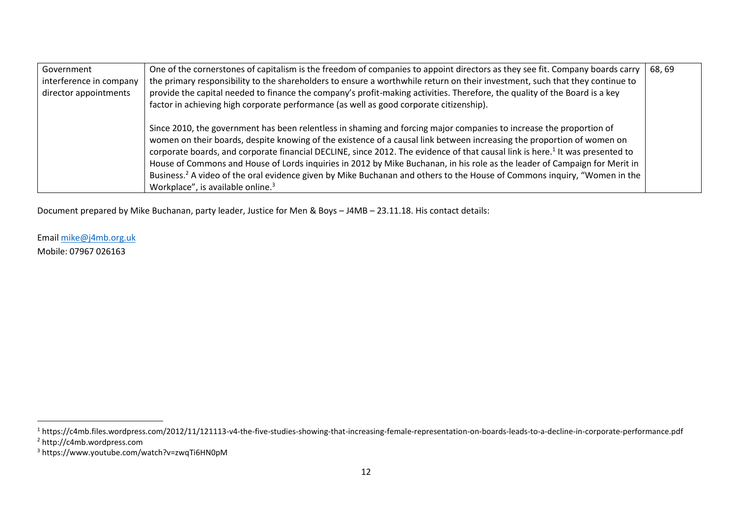| | | |
|---|---|---|
| Government interference in company director appointments | One of the cornerstones of capitalism is the freedom of companies to appoint directors as they see fit. Company boards carry the primary responsibility to the shareholders to ensure a worthwhile return on their investment, such that they continue to provide the capital needed to finance the company's profit-making activities. Therefore, the quality of the Board is a key factor in achieving high corporate performance (as well as good corporate citizenship).<br><br>Since 2010, the government has been relentless in shaming and forcing major companies to increase the proportion of women on their boards, despite knowing of the existence of a causal link between increasing the proportion of women on corporate boards, and corporate financial DECLINE, since 2012. The evidence of that causal link is here.[1] It was presented to House of Commons and House of Lords inquiries in 2012 by Mike Buchanan, in his role as the leader of Campaign for Merit in Business.[2] A video of the oral evidence given by Mike Buchanan and others to the House of Commons inquiry, "Women in the Workplace", is available online.[3] | 68, 69 |

Document prepared by Mike Buchanan, party leader, Justice for Men & Boys – J4MB – 23.11.18. His contact details:

Email mike@j4mb.org.uk
Mobile: 07967 026163

[1] https://c4mb.files.wordpress.com/2012/11/121113-v4-the-five-studies-showing-that-increasing-female-representation-on-boards-leads-to-a-decline-in-corporate-performance.pdf

[2] http://c4mb.wordpress.com

[3] https://www.youtube.com/watch?v=zwqTi6HN0pM